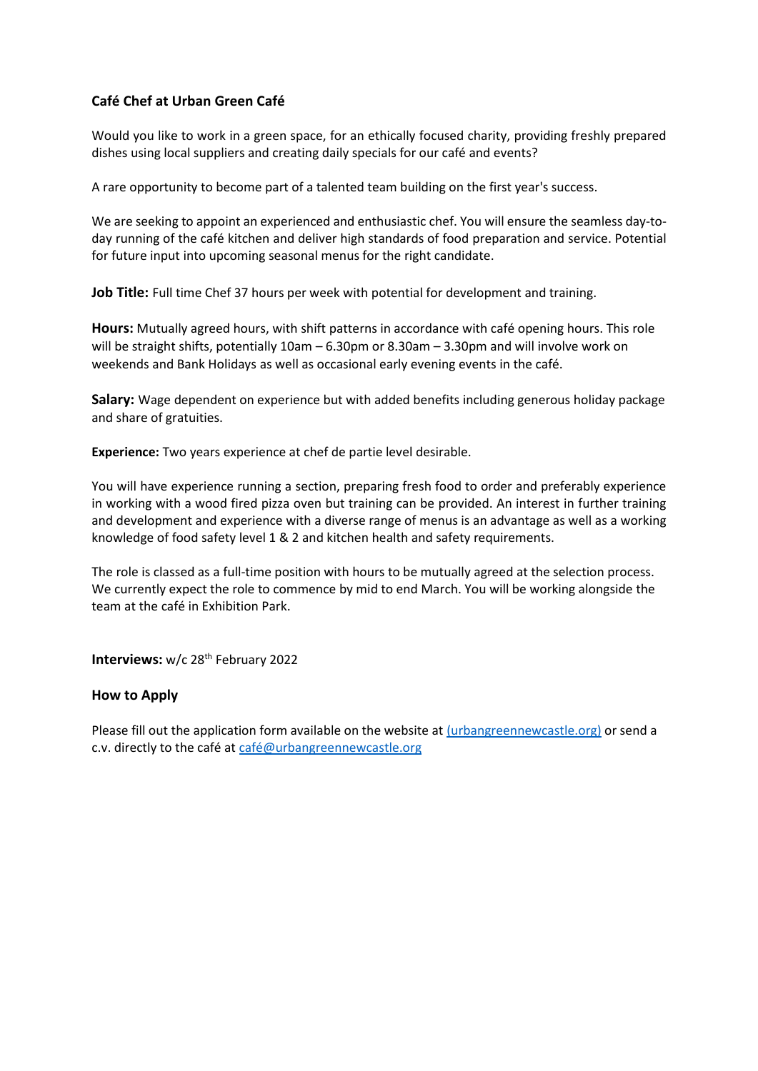## Café Chef at Urban Green Café

Would you like to work in a green space, for an ethically focused charity, providing freshly prepared dishes using local suppliers and creating daily specials for our café and events?

A rare opportunity to become part of a talented team building on the first year's success.

We are seeking to appoint an experienced and enthusiastic chef. You will ensure the seamless day-to-day running of the café kitchen and deliver high standards of food preparation and service. Potential for future input into upcoming seasonal menus for the right candidate.

**Job Title:** Full time Chef 37 hours per week with potential for development and training.

**Hours:** Mutually agreed hours, with shift patterns in accordance with café opening hours. This role will be straight shifts, potentially 10am – 6.30pm or 8.30am – 3.30pm and will involve work on weekends and Bank Holidays as well as occasional early evening events in the café.

**Salary:** Wage dependent on experience but with added benefits including generous holiday package and share of gratuities.

**Experience:** Two years experience at chef de partie level desirable.

You will have experience running a section, preparing fresh food to order and preferably experience in working with a wood fired pizza oven but training can be provided. An interest in further training and development and experience with a diverse range of menus is an advantage as well as a working knowledge of food safety level 1 & 2 and kitchen health and safety requirements.

The role is classed as a full-time position with hours to be mutually agreed at the selection process. We currently expect the role to commence by mid to end March. You will be working alongside the team at the café in Exhibition Park.

**Interviews:** w/c 28th February 2022

### How to Apply

Please fill out the application form available on the website at (urbangreennewcastle.org) or send a c.v. directly to the café at café@urbangreennewcastle.org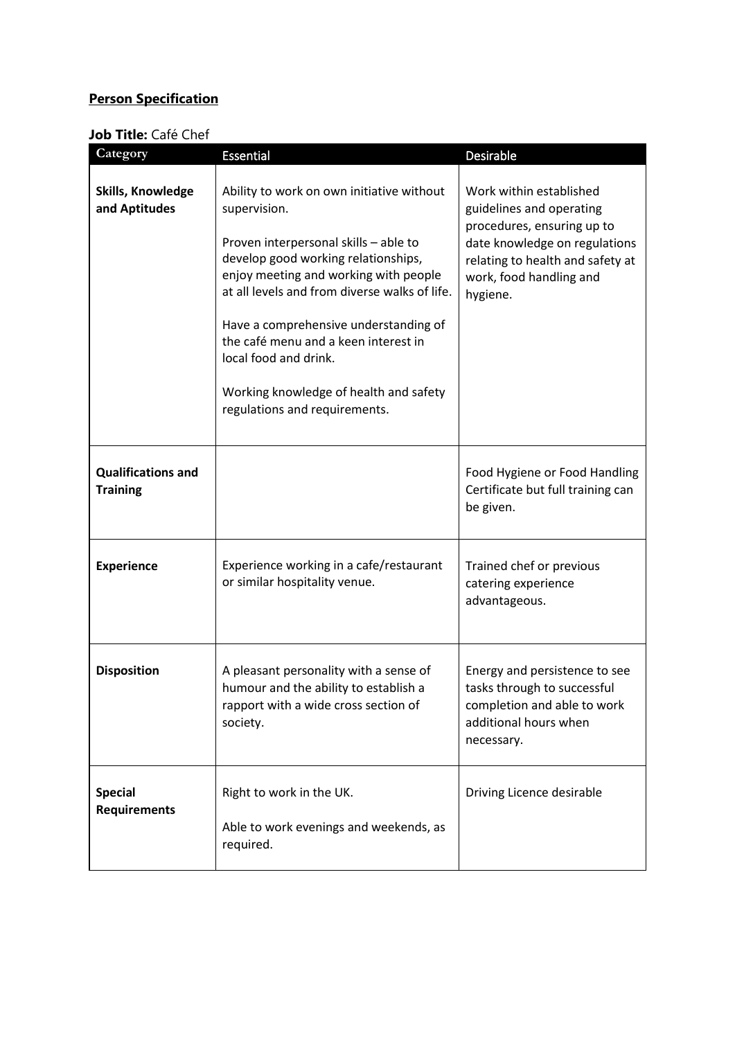**<u>Person Specification</u>**

**Job Title:** Café Chef

| Category | Essential | Desirable |
|---|---|---|
| **Skills, Knowledge and Aptitudes** | Ability to work on own initiative without supervision.<br><br>Proven interpersonal skills – able to develop good working relationships, enjoy meeting and working with people at all levels and from diverse walks of life.<br><br>Have a comprehensive understanding of the café menu and a keen interest in local food and drink.<br><br>Working knowledge of health and safety regulations and requirements. | Work within established guidelines and operating procedures, ensuring up to date knowledge on regulations relating to health and safety at work, food handling and hygiene. |
| **Qualifications and Training** | | Food Hygiene or Food Handling Certificate but full training can be given. |
| **Experience** | Experience working in a cafe/restaurant or similar hospitality venue. | Trained chef or previous catering experience advantageous. |
| **Disposition** | A pleasant personality with a sense of humour and the ability to establish a rapport with a wide cross section of society. | Energy and persistence to see tasks through to successful completion and able to work additional hours when necessary. |
| **Special Requirements** | Right to work in the UK.<br><br>Able to work evenings and weekends, as required. | Driving Licence desirable |